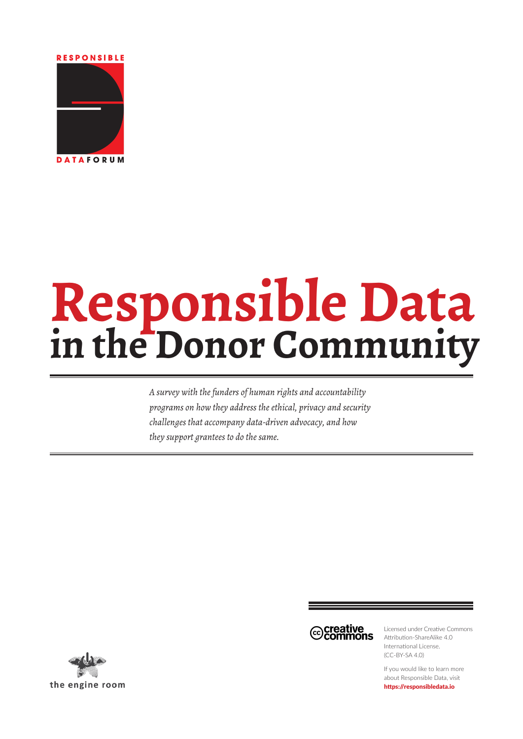RESPONSIBLE DATA FORUM

# Responsible Data in the Donor Community

*A survey with the funders of human rights and accountability programs on how they address the ethical, privacy and security challenges that accompany data-driven advocacy, and how they support grantees to do the same.*

creative commons

Licensed under Creative Commons Attribution-ShareAlike 4.0 International License. (CC-BY-SA 4.0)

If you would like to learn more about Responsible Data, visit **https://responsibledata.io**

the engine room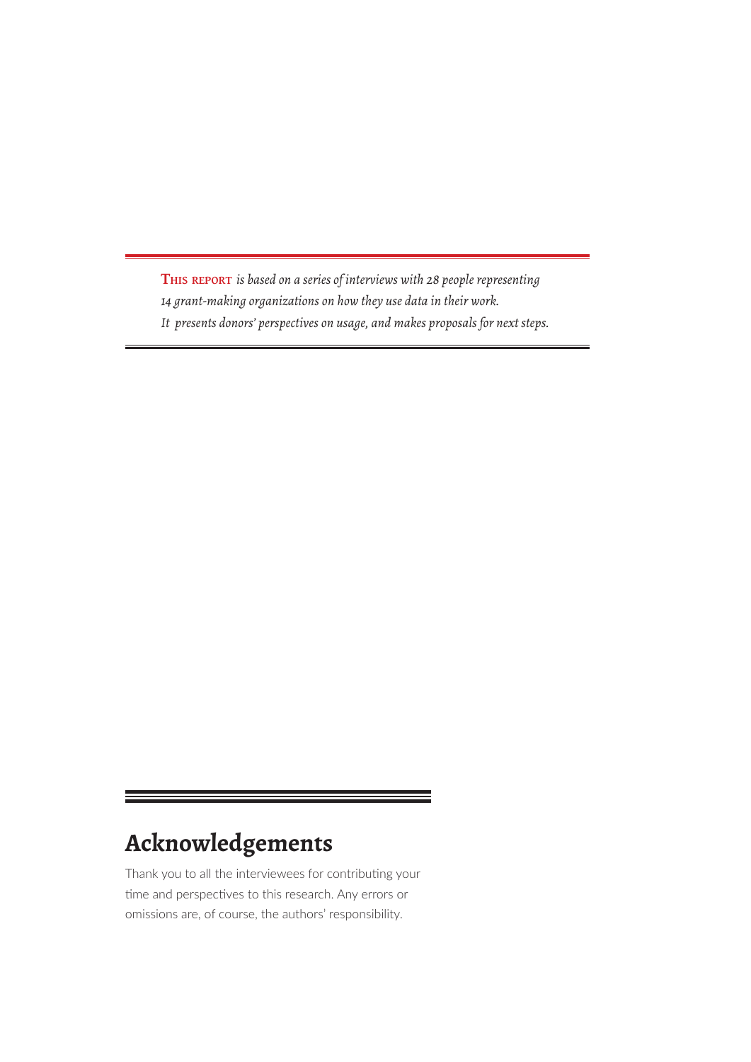**This report** *is based on a series of interviews with 28 people representing 14 grant-making organizations on how they use data in their work. It presents donors' perspectives on usage, and makes proposals for next steps.*

## Acknowledgements

Thank you to all the interviewees for contributing your time and perspectives to this research. Any errors or omissions are, of course, the authors' responsibility.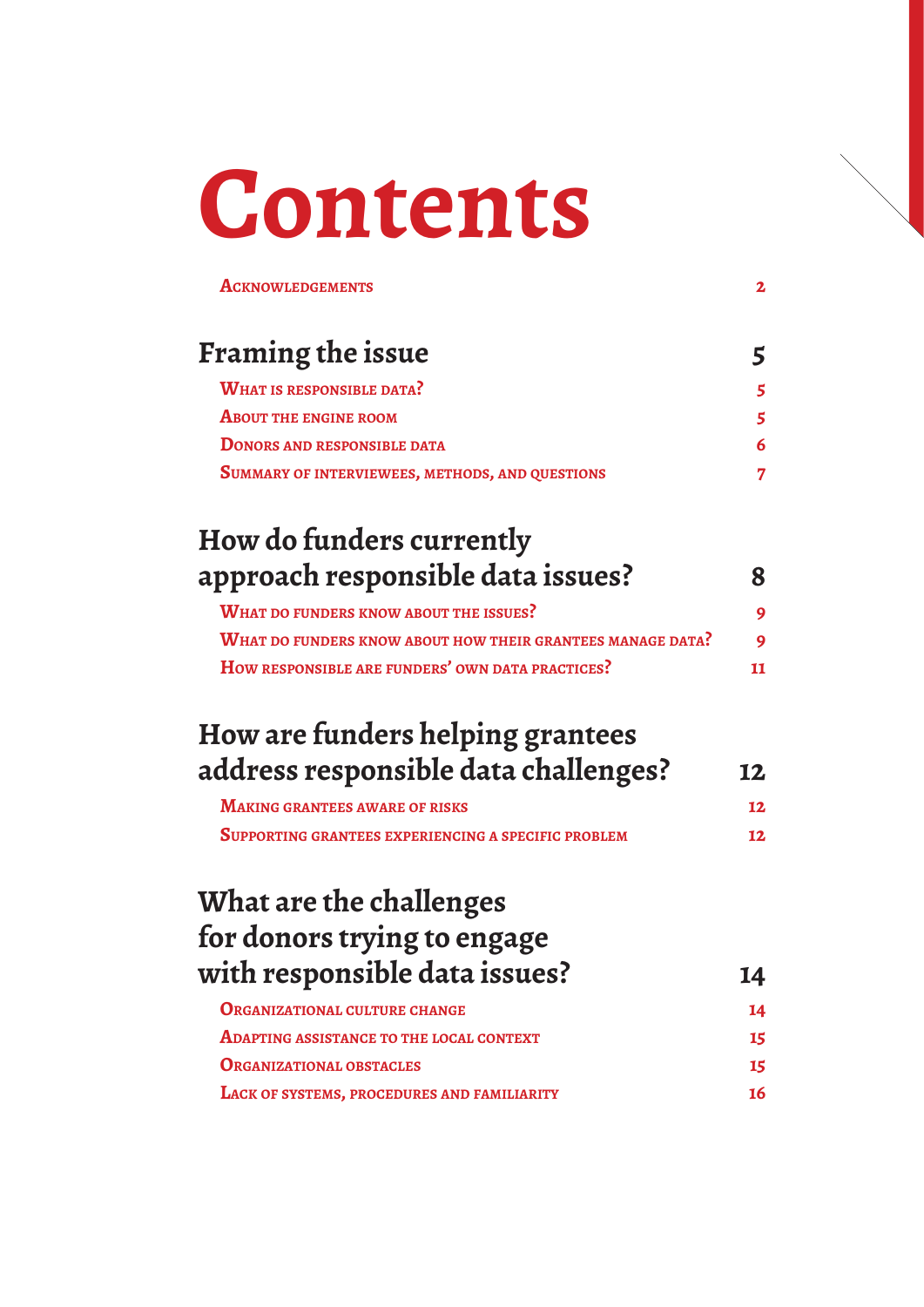# Contents

| | |
|---|---|
| Acknowledgements | 2 |
| **Framing the issue** | **5** |
| What is responsible data? | 5 |
| About the engine room | 5 |
| Donors and responsible data | 6 |
| Summary of interviewees, methods, and questions | 7 |
| **How do funders currently approach responsible data issues?** | **8** |
| What do funders know about the issues? | 9 |
| What do funders know about how their grantees manage data? | 9 |
| How responsible are funders' own data practices? | 11 |
| **How are funders helping grantees address responsible data challenges?** | **12** |
| Making grantees aware of risks | 12 |
| Supporting grantees experiencing a specific problem | 12 |
| **What are the challenges for donors trying to engage with responsible data issues?** | **14** |
| Organizational culture change | 14 |
| Adapting assistance to the local context | 15 |
| Organizational obstacles | 15 |
| Lack of systems, procedures and familiarity | 16 |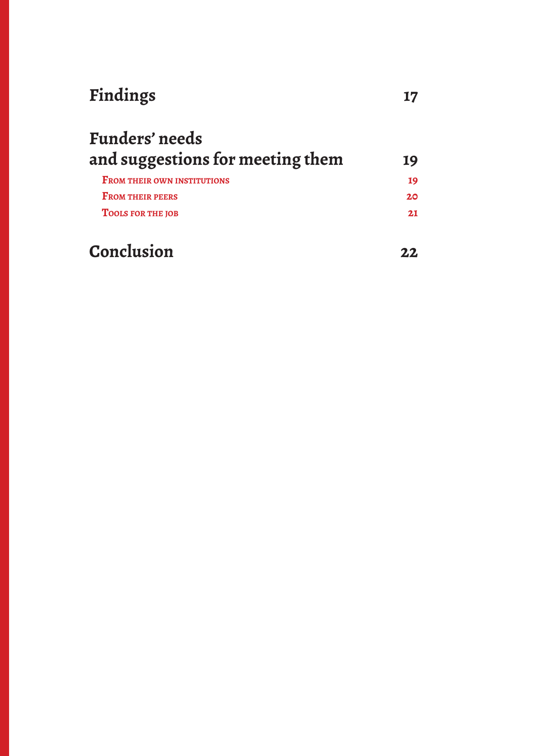| | |
|---|---|
| **Findings** | **17** |
| **Funders' needs and suggestions for meeting them** | **19** |
| From their own institutions | 19 |
| From their peers | 20 |
| Tools for the job | 21 |
| **Conclusion** | **22** |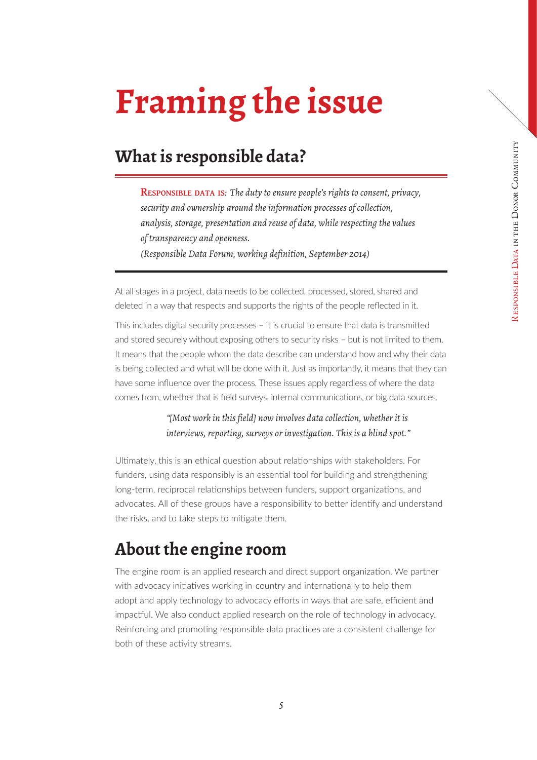# Framing the issue

## What is responsible data?

**Responsible data is:** *The duty to ensure people's rights to consent, privacy, security and ownership around the information processes of collection, analysis, storage, presentation and reuse of data, while respecting the values of transparency and openness.*
*(Responsible Data Forum, working definition, September 2014)*

At all stages in a project, data needs to be collected, processed, stored, shared and deleted in a way that respects and supports the rights of the people reflected in it.

This includes digital security processes – it is crucial to ensure that data is transmitted and stored securely without exposing others to security risks – but is not limited to them. It means that the people whom the data describe can understand how and why their data is being collected and what will be done with it. Just as importantly, it means that they can have some influence over the process. These issues apply regardless of where the data comes from, whether that is field surveys, internal communications, or big data sources.

> *"[Most work in this field] now involves data collection, whether it is interviews, reporting, surveys or investigation. This is a blind spot."*

Ultimately, this is an ethical question about relationships with stakeholders. For funders, using data responsibly is an essential tool for building and strengthening long-term, reciprocal relationships between funders, support organizations, and advocates. All of these groups have a responsibility to better identify and understand the risks, and to take steps to mitigate them.

## About the engine room

The engine room is an applied research and direct support organization. We partner with advocacy initiatives working in-country and internationally to help them adopt and apply technology to advocacy efforts in ways that are safe, efficient and impactful. We also conduct applied research on the role of technology in advocacy. Reinforcing and promoting responsible data practices are a consistent challenge for both of these activity streams.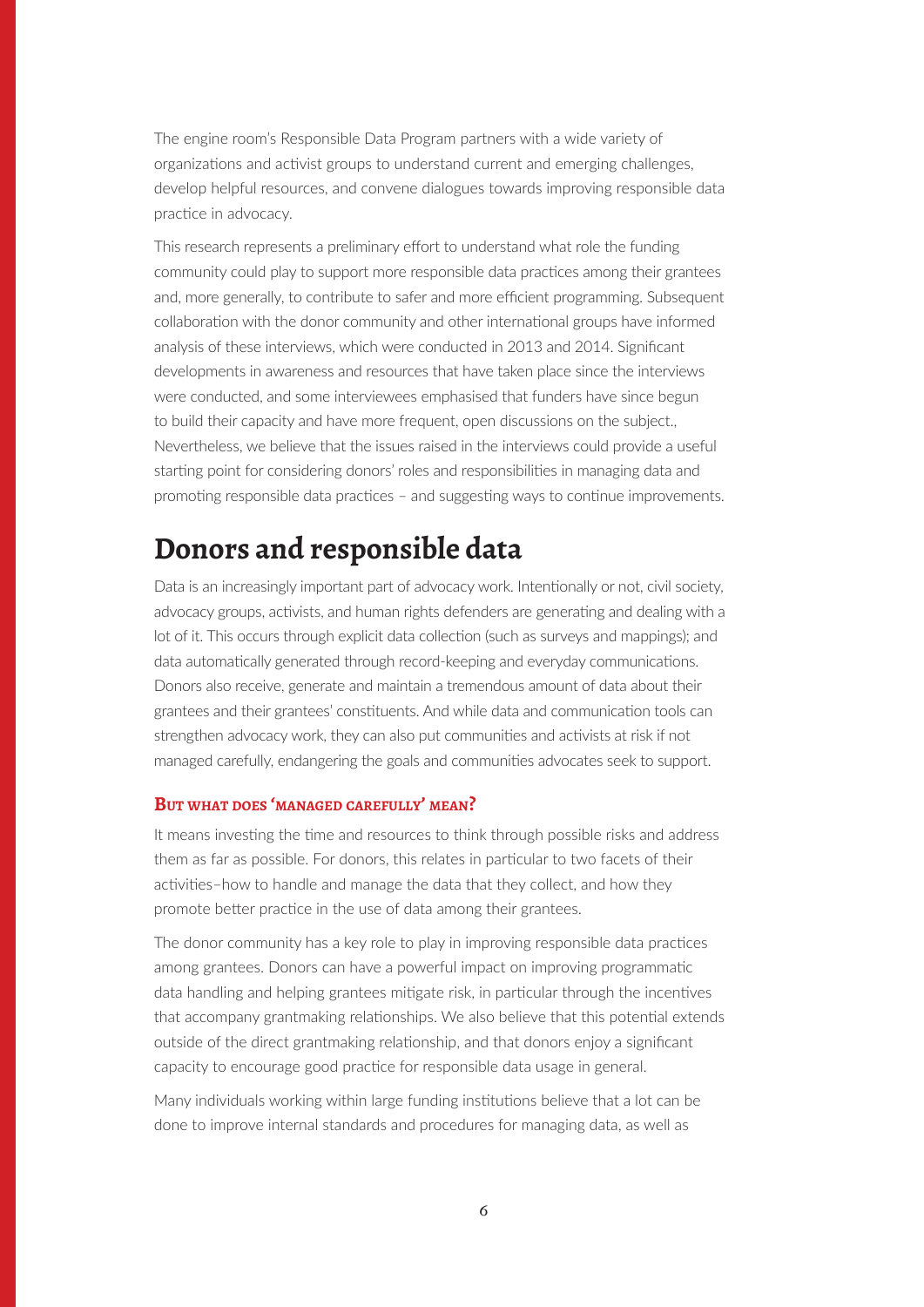The engine room's Responsible Data Program partners with a wide variety of organizations and activist groups to understand current and emerging challenges, develop helpful resources, and convene dialogues towards improving responsible data practice in advocacy.

This research represents a preliminary effort to understand what role the funding community could play to support more responsible data practices among their grantees and, more generally, to contribute to safer and more efficient programming. Subsequent collaboration with the donor community and other international groups have informed analysis of these interviews, which were conducted in 2013 and 2014. Significant developments in awareness and resources that have taken place since the interviews were conducted, and some interviewees emphasised that funders have since begun to build their capacity and have more frequent, open discussions on the subject., Nevertheless, we believe that the issues raised in the interviews could provide a useful starting point for considering donors' roles and responsibilities in managing data and promoting responsible data practices – and suggesting ways to continue improvements.

# Donors and responsible data

Data is an increasingly important part of advocacy work. Intentionally or not, civil society, advocacy groups, activists, and human rights defenders are generating and dealing with a lot of it. This occurs through explicit data collection (such as surveys and mappings); and data automatically generated through record-keeping and everyday communications. Donors also receive, generate and maintain a tremendous amount of data about their grantees and their grantees' constituents. And while data and communication tools can strengthen advocacy work, they can also put communities and activists at risk if not managed carefully, endangering the goals and communities advocates seek to support.

### But what does 'managed carefully' mean?

It means investing the time and resources to think through possible risks and address them as far as possible. For donors, this relates in particular to two facets of their activities–how to handle and manage the data that they collect, and how they promote better practice in the use of data among their grantees.

The donor community has a key role to play in improving responsible data practices among grantees. Donors can have a powerful impact on improving programmatic data handling and helping grantees mitigate risk, in particular through the incentives that accompany grantmaking relationships. We also believe that this potential extends outside of the direct grantmaking relationship, and that donors enjoy a significant capacity to encourage good practice for responsible data usage in general.

Many individuals working within large funding institutions believe that a lot can be done to improve internal standards and procedures for managing data, as well as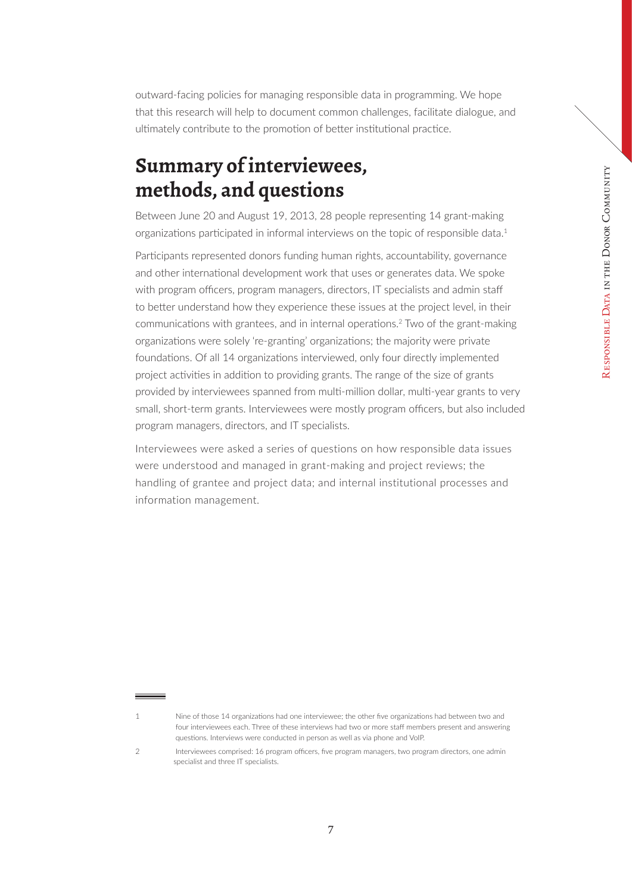outward-facing policies for managing responsible data in programming. We hope that this research will help to document common challenges, facilitate dialogue, and ultimately contribute to the promotion of better institutional practice.

## Summary of interviewees, methods, and questions

Between June 20 and August 19, 2013, 28 people representing 14 grant-making organizations participated in informal interviews on the topic of responsible data.[1]

Participants represented donors funding human rights, accountability, governance and other international development work that uses or generates data. We spoke with program officers, program managers, directors, IT specialists and admin staff to better understand how they experience these issues at the project level, in their communications with grantees, and in internal operations.[2] Two of the grant-making organizations were solely 're-granting' organizations; the majority were private foundations. Of all 14 organizations interviewed, only four directly implemented project activities in addition to providing grants. The range of the size of grants provided by interviewees spanned from multi-million dollar, multi-year grants to very small, short-term grants. Interviewees were mostly program officers, but also included program managers, directors, and IT specialists.

Interviewees were asked a series of questions on how responsible data issues were understood and managed in grant-making and project reviews; the handling of grantee and project data; and internal institutional processes and information management.

---

1 Nine of those 14 organizations had one interviewee; the other five organizations had between two and four interviewees each. Three of these interviews had two or more staff members present and answering questions. Interviews were conducted in person as well as via phone and VoIP.

2 Interviewees comprised: 16 program officers, five program managers, two program directors, one admin specialist and three IT specialists.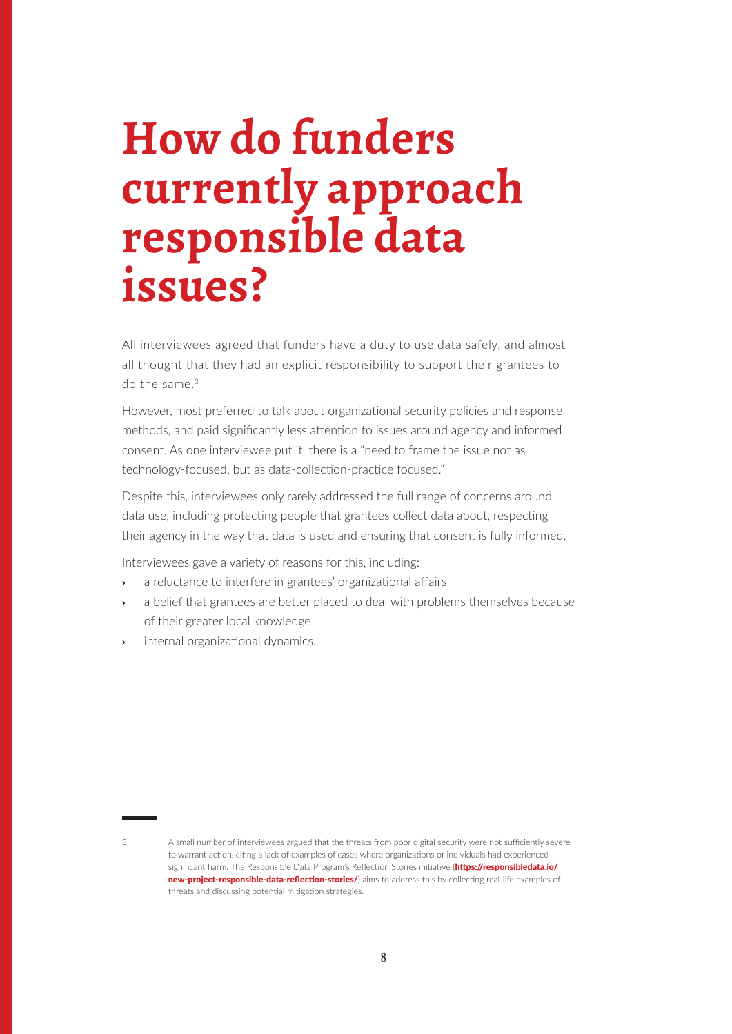# How do funders currently approach responsible data issues?

All interviewees agreed that funders have a duty to use data safely, and almost all thought that they had an explicit responsibility to support their grantees to do the same.[3]

However, most preferred to talk about organizational security policies and response methods, and paid significantly less attention to issues around agency and informed consent. As one interviewee put it, there is a "need to frame the issue not as technology-focused, but as data-collection-practice focused."

Despite this, interviewees only rarely addressed the full range of concerns around data use, including protecting people that grantees collect data about, respecting their agency in the way that data is used and ensuring that consent is fully informed.

Interviewees gave a variety of reasons for this, including:

- a reluctance to interfere in grantees' organizational affairs
- a belief that grantees are better placed to deal with problems themselves because of their greater local knowledge
- internal organizational dynamics.

---

3 A small number of interviewees argued that the threats from poor digital security were not sufficiently severe to warrant action, citing a lack of examples of cases where organizations or individuals had experienced significant harm. The Responsible Data Program's Reflection Stories initiative (**https://responsibledata.io/new-project-responsible-data-reflection-stories/**) aims to address this by collecting real-life examples of threats and discussing potential mitigation strategies.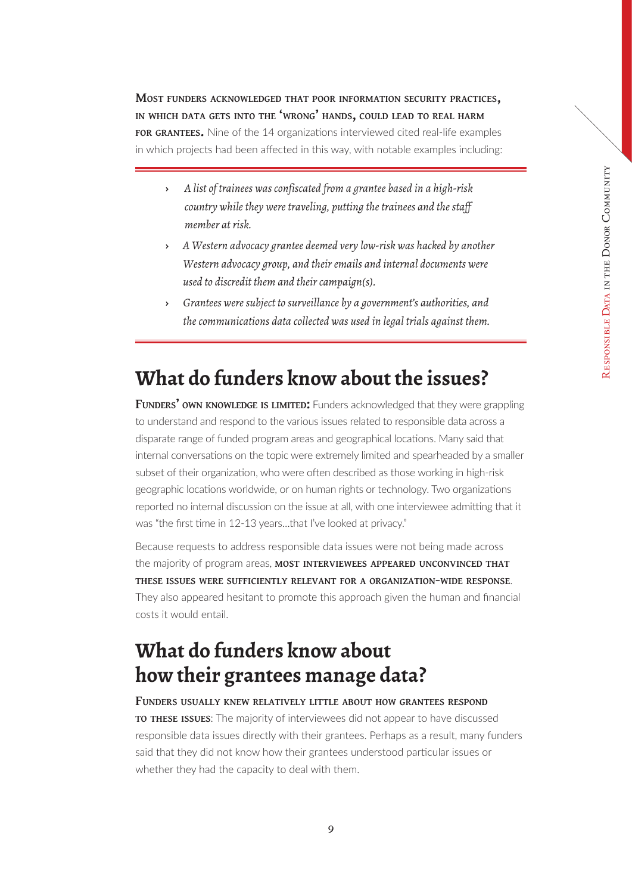**Most funders acknowledged that poor information security practices, in which data gets into the 'wrong' hands, could lead to real harm for grantees.** Nine of the 14 organizations interviewed cited real-life examples in which projects had been affected in this way, with notable examples including:

- *A list of trainees was confiscated from a grantee based in a high-risk country while they were traveling, putting the trainees and the staff member at risk.*
- *A Western advocacy grantee deemed very low-risk was hacked by another Western advocacy group, and their emails and internal documents were used to discredit them and their campaign(s).*
- *Grantees were subject to surveillance by a government's authorities, and the communications data collected was used in legal trials against them.*

## What do funders know about the issues?

**Funders' own knowledge is limited:** Funders acknowledged that they were grappling to understand and respond to the various issues related to responsible data across a disparate range of funded program areas and geographical locations. Many said that internal conversations on the topic were extremely limited and spearheaded by a smaller subset of their organization, who were often described as those working in high-risk geographic locations worldwide, or on human rights or technology. Two organizations reported no internal discussion on the issue at all, with one interviewee admitting that it was "the first time in 12-13 years…that I've looked at privacy."

Because requests to address responsible data issues were not being made across the majority of program areas, **most interviewees appeared unconvinced that these issues were sufficiently relevant for a organization-wide response**. They also appeared hesitant to promote this approach given the human and financial costs it would entail.

## What do funders know about how their grantees manage data?

**Funders usually knew relatively little about how grantees respond to these issues**: The majority of interviewees did not appear to have discussed responsible data issues directly with their grantees. Perhaps as a result, many funders said that they did not know how their grantees understood particular issues or whether they had the capacity to deal with them.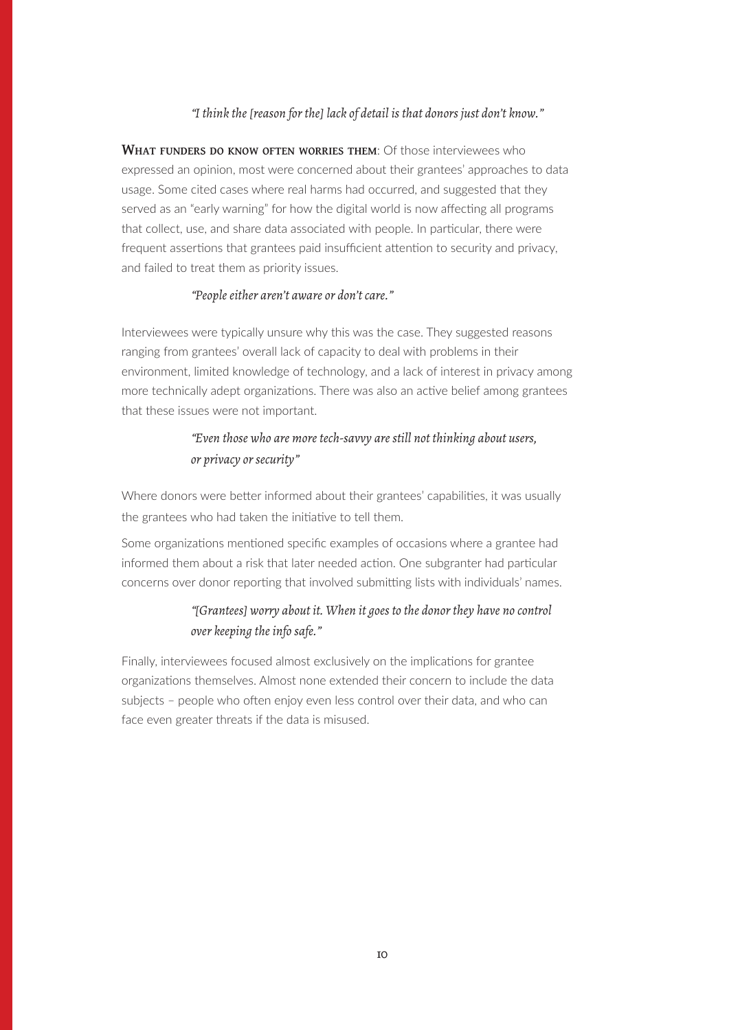*"I think the [reason for the] lack of detail is that donors just don't know."*

**What funders do know often worries them**: Of those interviewees who expressed an opinion, most were concerned about their grantees' approaches to data usage. Some cited cases where real harms had occurred, and suggested that they served as an "early warning" for how the digital world is now affecting all programs that collect, use, and share data associated with people. In particular, there were frequent assertions that grantees paid insufficient attention to security and privacy, and failed to treat them as priority issues.

*"People either aren't aware or don't care."*

Interviewees were typically unsure why this was the case. They suggested reasons ranging from grantees' overall lack of capacity to deal with problems in their environment, limited knowledge of technology, and a lack of interest in privacy among more technically adept organizations. There was also an active belief among grantees that these issues were not important.

*"Even those who are more tech-savvy are still not thinking about users, or privacy or security"*

Where donors were better informed about their grantees' capabilities, it was usually the grantees who had taken the initiative to tell them.

Some organizations mentioned specific examples of occasions where a grantee had informed them about a risk that later needed action. One subgranter had particular concerns over donor reporting that involved submitting lists with individuals' names.

*"[Grantees] worry about it. When it goes to the donor they have no control over keeping the info safe."*

Finally, interviewees focused almost exclusively on the implications for grantee organizations themselves. Almost none extended their concern to include the data subjects – people who often enjoy even less control over their data, and who can face even greater threats if the data is misused.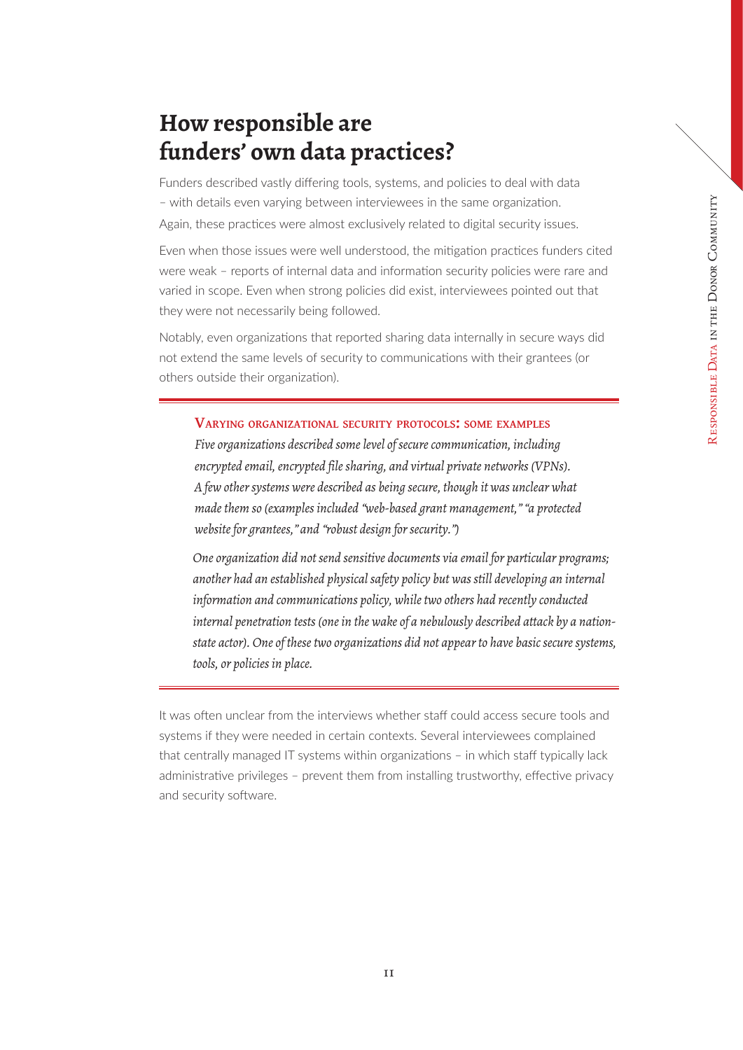# How responsible are funders' own data practices?

Funders described vastly differing tools, systems, and policies to deal with data – with details even varying between interviewees in the same organization. Again, these practices were almost exclusively related to digital security issues.

Even when those issues were well understood, the mitigation practices funders cited were weak – reports of internal data and information security policies were rare and varied in scope. Even when strong policies did exist, interviewees pointed out that they were not necessarily being followed.

Notably, even organizations that reported sharing data internally in secure ways did not extend the same levels of security to communications with their grantees (or others outside their organization).

---

**Varying organizational security protocols: some examples**

*Five organizations described some level of secure communication, including encrypted email, encrypted file sharing, and virtual private networks (VPNs). A few other systems were described as being secure, though it was unclear what made them so (examples included "web-based grant management," "a protected website for grantees," and "robust design for security.")*

*One organization did not send sensitive documents via email for particular programs; another had an established physical safety policy but was still developing an internal information and communications policy, while two others had recently conducted internal penetration tests (one in the wake of a nebulously described attack by a nation-state actor). One of these two organizations did not appear to have basic secure systems, tools, or policies in place.*

---

It was often unclear from the interviews whether staff could access secure tools and systems if they were needed in certain contexts. Several interviewees complained that centrally managed IT systems within organizations – in which staff typically lack administrative privileges – prevent them from installing trustworthy, effective privacy and security software.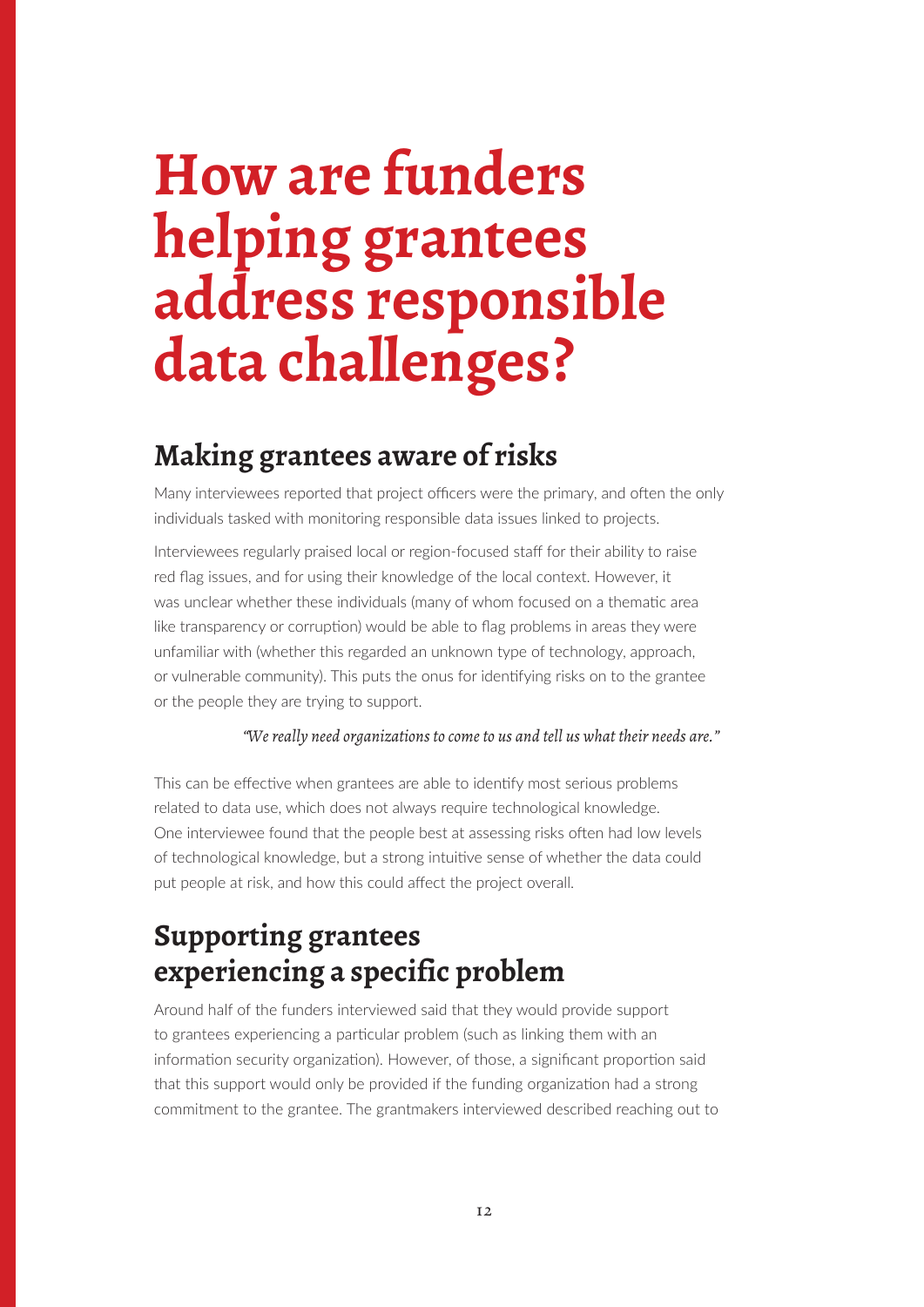# How are funders helping grantees address responsible data challenges?

## Making grantees aware of risks

Many interviewees reported that project officers were the primary, and often the only individuals tasked with monitoring responsible data issues linked to projects.

Interviewees regularly praised local or region-focused staff for their ability to raise red flag issues, and for using their knowledge of the local context. However, it was unclear whether these individuals (many of whom focused on a thematic area like transparency or corruption) would be able to flag problems in areas they were unfamiliar with (whether this regarded an unknown type of technology, approach, or vulnerable community). This puts the onus for identifying risks on to the grantee or the people they are trying to support.

*"We really need organizations to come to us and tell us what their needs are."*

This can be effective when grantees are able to identify most serious problems related to data use, which does not always require technological knowledge. One interviewee found that the people best at assessing risks often had low levels of technological knowledge, but a strong intuitive sense of whether the data could put people at risk, and how this could affect the project overall.

## Supporting grantees experiencing a specific problem

Around half of the funders interviewed said that they would provide support to grantees experiencing a particular problem (such as linking them with an information security organization). However, of those, a significant proportion said that this support would only be provided if the funding organization had a strong commitment to the grantee. The grantmakers interviewed described reaching out to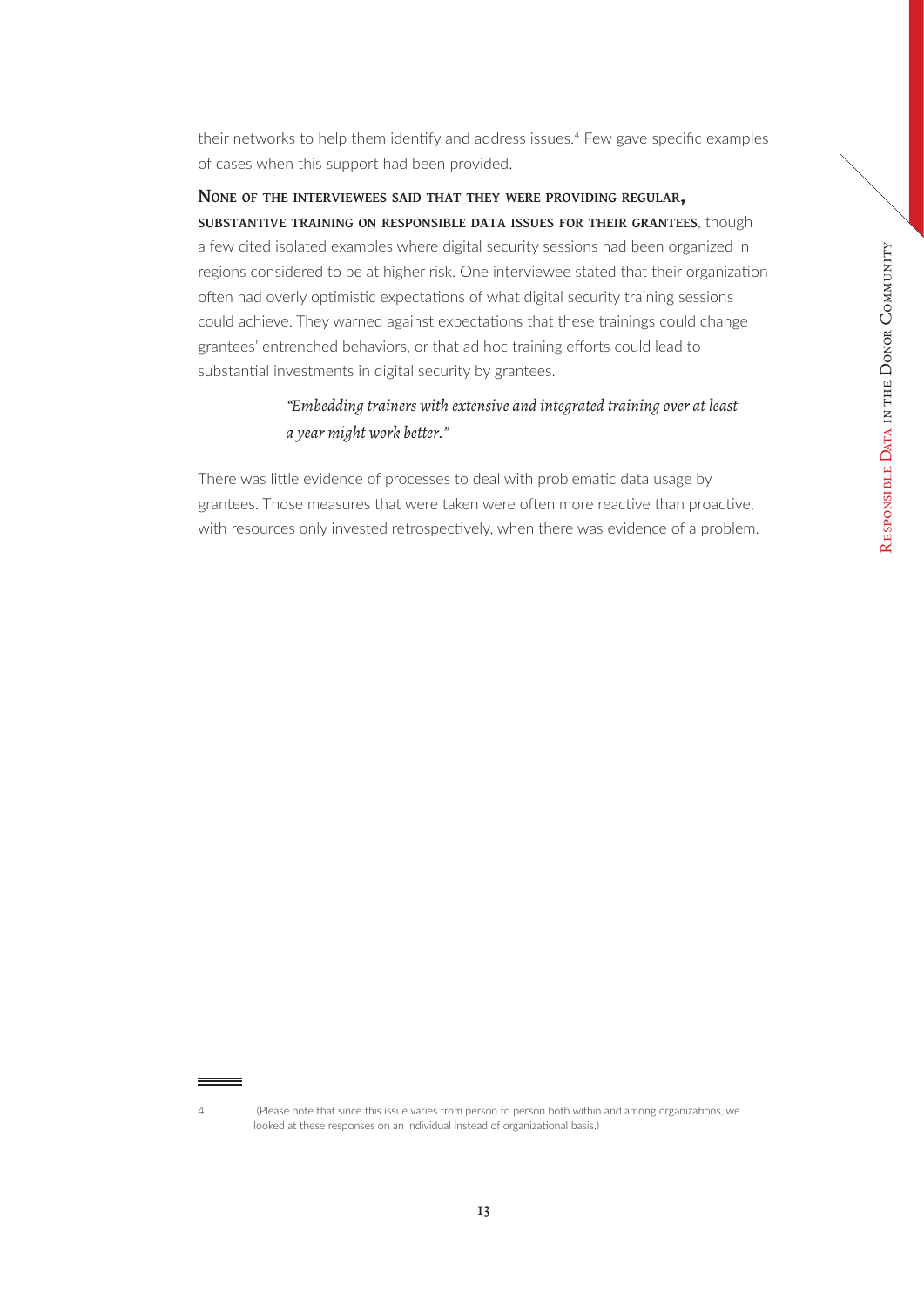their networks to help them identify and address issues.[4] Few gave specific examples of cases when this support had been provided.

**None of the interviewees said that they were providing regular, substantive training on responsible data issues for their grantees**, though a few cited isolated examples where digital security sessions had been organized in regions considered to be at higher risk. One interviewee stated that their organization often had overly optimistic expectations of what digital security training sessions could achieve. They warned against expectations that these trainings could change grantees' entrenched behaviors, or that ad hoc training efforts could lead to substantial investments in digital security by grantees.

> *"Embedding trainers with extensive and integrated training over at least a year might work better."*

There was little evidence of processes to deal with problematic data usage by grantees. Those measures that were taken were often more reactive than proactive, with resources only invested retrospectively, when there was evidence of a problem.

---

4 (Please note that since this issue varies from person to person both within and among organizations, we looked at these responses on an individual instead of organizational basis.)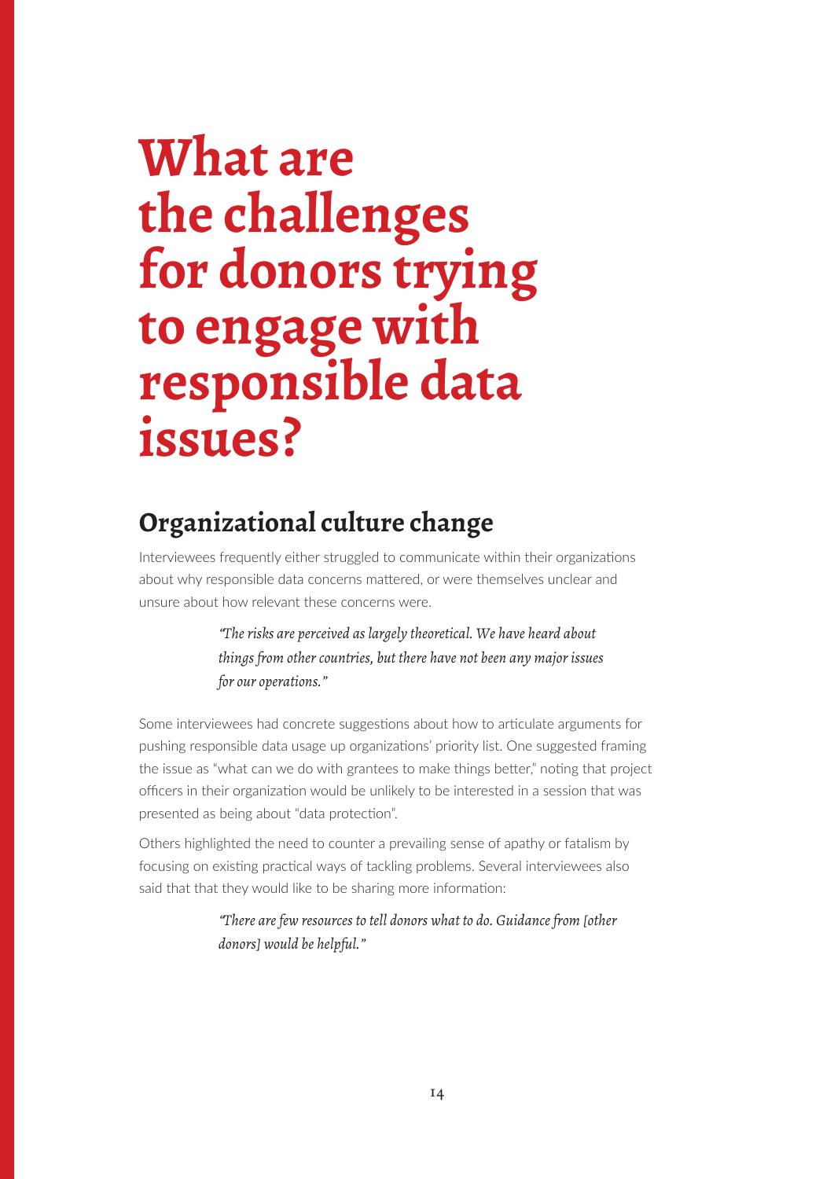# What are the challenges for donors trying to engage with responsible data issues?

## Organizational culture change

Interviewees frequently either struggled to communicate within their organizations about why responsible data concerns mattered, or were themselves unclear and unsure about how relevant these concerns were.

> *"The risks are perceived as largely theoretical. We have heard about things from other countries, but there have not been any major issues for our operations."*

Some interviewees had concrete suggestions about how to articulate arguments for pushing responsible data usage up organizations' priority list. One suggested framing the issue as "what can we do with grantees to make things better," noting that project officers in their organization would be unlikely to be interested in a session that was presented as being about "data protection".

Others highlighted the need to counter a prevailing sense of apathy or fatalism by focusing on existing practical ways of tackling problems. Several interviewees also said that that they would like to be sharing more information:

> *"There are few resources to tell donors what to do. Guidance from [other donors] would be helpful."*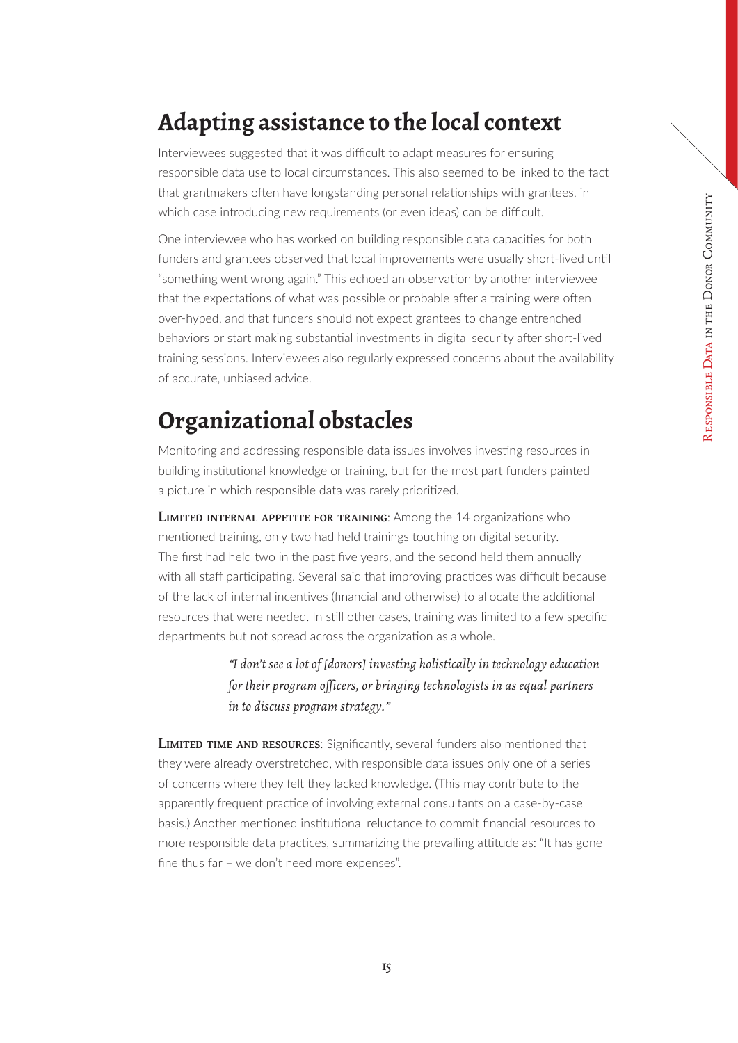## Adapting assistance to the local context

Interviewees suggested that it was difficult to adapt measures for ensuring responsible data use to local circumstances. This also seemed to be linked to the fact that grantmakers often have longstanding personal relationships with grantees, in which case introducing new requirements (or even ideas) can be difficult.

One interviewee who has worked on building responsible data capacities for both funders and grantees observed that local improvements were usually short-lived until "something went wrong again." This echoed an observation by another interviewee that the expectations of what was possible or probable after a training were often over-hyped, and that funders should not expect grantees to change entrenched behaviors or start making substantial investments in digital security after short-lived training sessions. Interviewees also regularly expressed concerns about the availability of accurate, unbiased advice.

## Organizational obstacles

Monitoring and addressing responsible data issues involves investing resources in building institutional knowledge or training, but for the most part funders painted a picture in which responsible data was rarely prioritized.

**Limited internal appetite for training**: Among the 14 organizations who mentioned training, only two had held trainings touching on digital security. The first had held two in the past five years, and the second held them annually with all staff participating. Several said that improving practices was difficult because of the lack of internal incentives (financial and otherwise) to allocate the additional resources that were needed. In still other cases, training was limited to a few specific departments but not spread across the organization as a whole.

> *"I don't see a lot of [donors] investing holistically in technology education for their program officers, or bringing technologists in as equal partners in to discuss program strategy."*

**Limited time and resources**: Significantly, several funders also mentioned that they were already overstretched, with responsible data issues only one of a series of concerns where they felt they lacked knowledge. (This may contribute to the apparently frequent practice of involving external consultants on a case-by-case basis.) Another mentioned institutional reluctance to commit financial resources to more responsible data practices, summarizing the prevailing attitude as: "It has gone fine thus far – we don't need more expenses".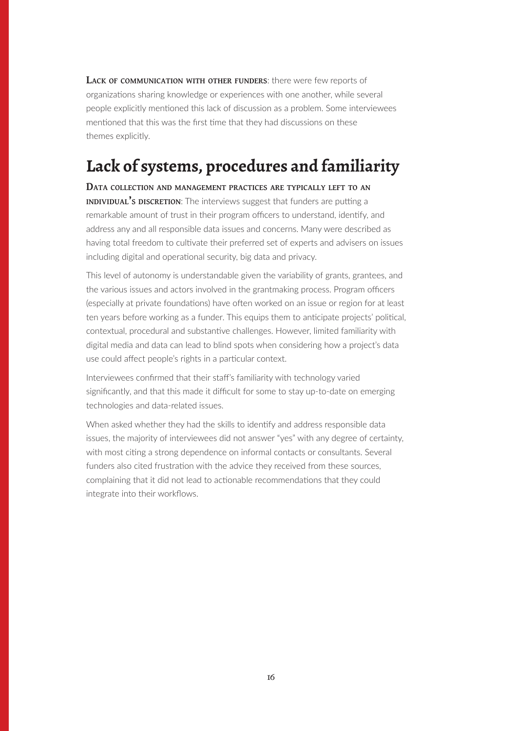**Lack of communication with other funders**: there were few reports of organizations sharing knowledge or experiences with one another, while several people explicitly mentioned this lack of discussion as a problem. Some interviewees mentioned that this was the first time that they had discussions on these themes explicitly.

## Lack of systems, procedures and familiarity

**Data collection and management practices are typically left to an individual's discretion**: The interviews suggest that funders are putting a remarkable amount of trust in their program officers to understand, identify, and address any and all responsible data issues and concerns. Many were described as having total freedom to cultivate their preferred set of experts and advisers on issues including digital and operational security, big data and privacy.

This level of autonomy is understandable given the variability of grants, grantees, and the various issues and actors involved in the grantmaking process. Program officers (especially at private foundations) have often worked on an issue or region for at least ten years before working as a funder. This equips them to anticipate projects' political, contextual, procedural and substantive challenges. However, limited familiarity with digital media and data can lead to blind spots when considering how a project's data use could affect people's rights in a particular context.

Interviewees confirmed that their staff's familiarity with technology varied significantly, and that this made it difficult for some to stay up-to-date on emerging technologies and data-related issues.

When asked whether they had the skills to identify and address responsible data issues, the majority of interviewees did not answer "yes" with any degree of certainty, with most citing a strong dependence on informal contacts or consultants. Several funders also cited frustration with the advice they received from these sources, complaining that it did not lead to actionable recommendations that they could integrate into their workflows.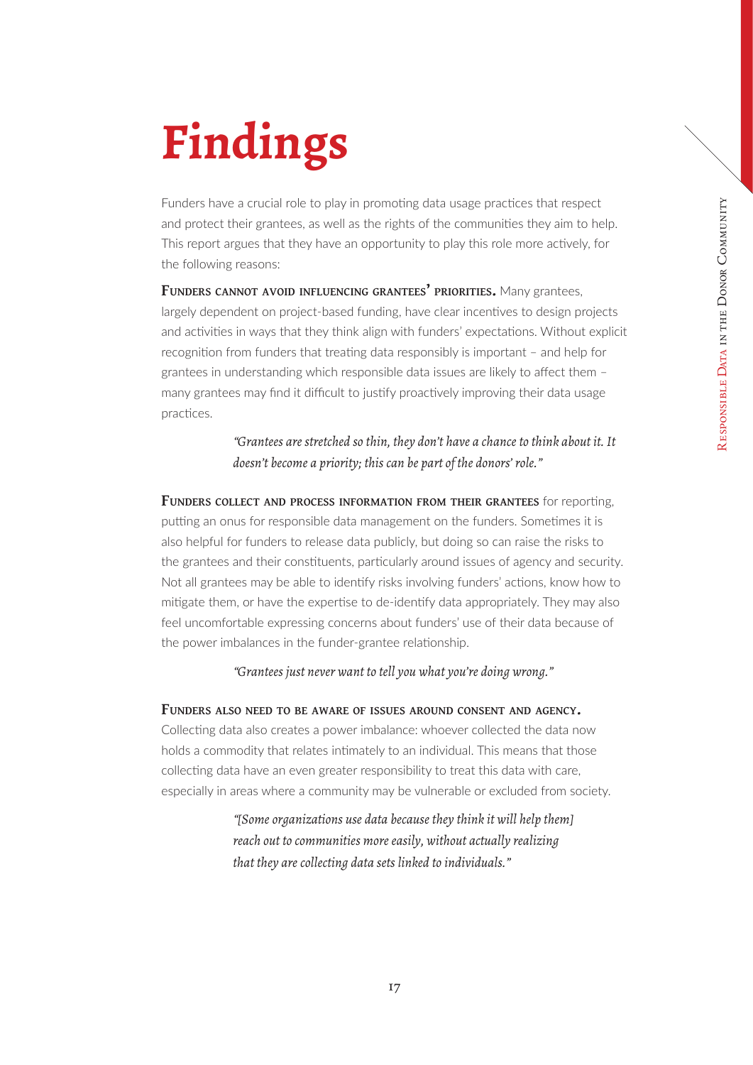# Findings

Funders have a crucial role to play in promoting data usage practices that respect and protect their grantees, as well as the rights of the communities they aim to help. This report argues that they have an opportunity to play this role more actively, for the following reasons:

**Funders cannot avoid influencing grantees' priorities.** Many grantees, largely dependent on project-based funding, have clear incentives to design projects and activities in ways that they think align with funders' expectations. Without explicit recognition from funders that treating data responsibly is important – and help for grantees in understanding which responsible data issues are likely to affect them – many grantees may find it difficult to justify proactively improving their data usage practices.

> *"Grantees are stretched so thin, they don't have a chance to think about it. It doesn't become a priority; this can be part of the donors' role."*

**Funders collect and process information from their grantees** for reporting, putting an onus for responsible data management on the funders. Sometimes it is also helpful for funders to release data publicly, but doing so can raise the risks to the grantees and their constituents, particularly around issues of agency and security. Not all grantees may be able to identify risks involving funders' actions, know how to mitigate them, or have the expertise to de-identify data appropriately. They may also feel uncomfortable expressing concerns about funders' use of their data because of the power imbalances in the funder-grantee relationship.

> *"Grantees just never want to tell you what you're doing wrong."*

**Funders also need to be aware of issues around consent and agency.** Collecting data also creates a power imbalance: whoever collected the data now holds a commodity that relates intimately to an individual. This means that those collecting data have an even greater responsibility to treat this data with care, especially in areas where a community may be vulnerable or excluded from society.

> *"[Some organizations use data because they think it will help them] reach out to communities more easily, without actually realizing that they are collecting data sets linked to individuals."*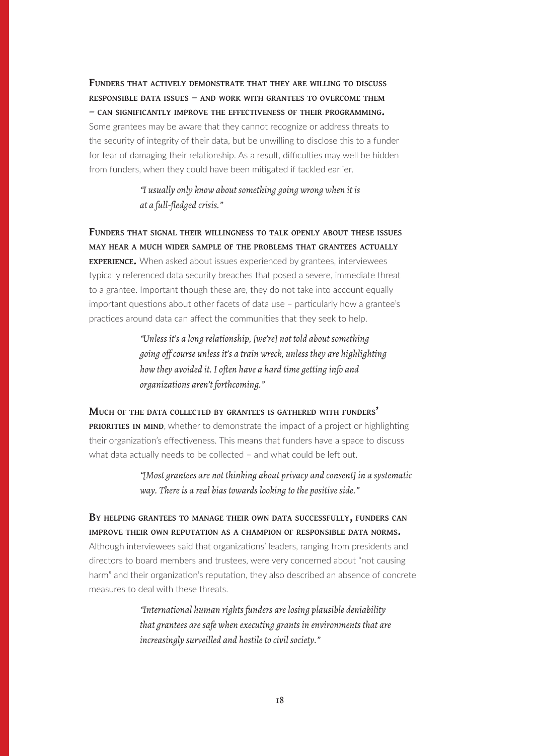**Funders that actively demonstrate that they are willing to discuss responsible data issues – and work with grantees to overcome them – can significantly improve the effectiveness of their programming.** Some grantees may be aware that they cannot recognize or address threats to the security of integrity of their data, but be unwilling to disclose this to a funder for fear of damaging their relationship. As a result, difficulties may well be hidden from funders, when they could have been mitigated if tackled earlier.

> *"I usually only know about something going wrong when it is at a full-fledged crisis."*

**Funders that signal their willingness to talk openly about these issues may hear a much wider sample of the problems that grantees actually experience.** When asked about issues experienced by grantees, interviewees typically referenced data security breaches that posed a severe, immediate threat to a grantee. Important though these are, they do not take into account equally important questions about other facets of data use – particularly how a grantee's practices around data can affect the communities that they seek to help.

> *"Unless it's a long relationship, [we're] not told about something going off course unless it's a train wreck, unless they are highlighting how they avoided it. I often have a hard time getting info and organizations aren't forthcoming."*

**Much of the data collected by grantees is gathered with funders' priorities in mind**, whether to demonstrate the impact of a project or highlighting their organization's effectiveness. This means that funders have a space to discuss what data actually needs to be collected – and what could be left out.

> *"[Most grantees are not thinking about privacy and consent] in a systematic way. There is a real bias towards looking to the positive side."*

**By helping grantees to manage their own data successfully, funders can improve their own reputation as a champion of responsible data norms.** Although interviewees said that organizations' leaders, ranging from presidents and directors to board members and trustees, were very concerned about "not causing harm" and their organization's reputation, they also described an absence of concrete measures to deal with these threats.

> *"International human rights funders are losing plausible deniability that grantees are safe when executing grants in environments that are increasingly surveilled and hostile to civil society."*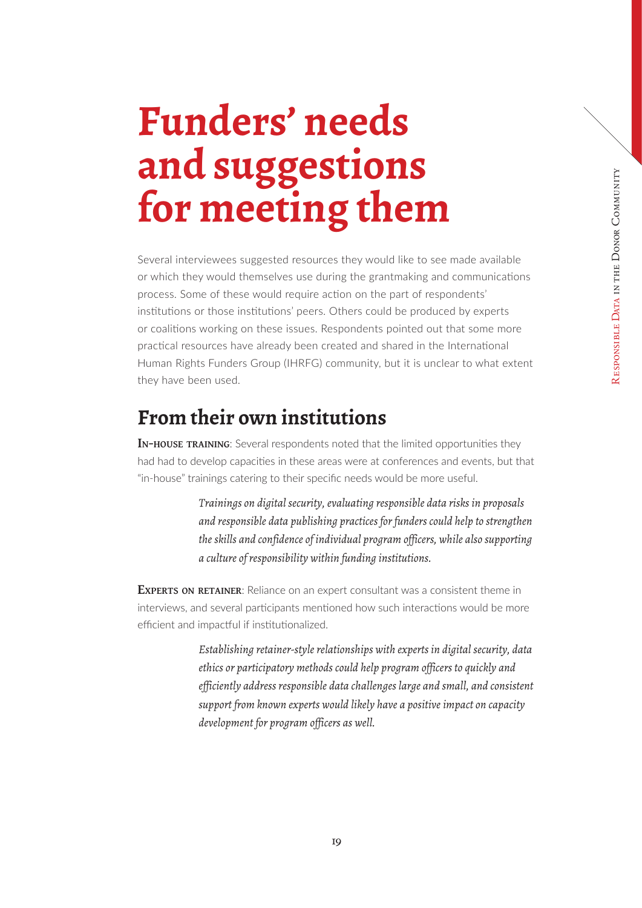# Funders' needs and suggestions for meeting them

Several interviewees suggested resources they would like to see made available or which they would themselves use during the grantmaking and communications process. Some of these would require action on the part of respondents' institutions or those institutions' peers. Others could be produced by experts or coalitions working on these issues. Respondents pointed out that some more practical resources have already been created and shared in the International Human Rights Funders Group (IHRFG) community, but it is unclear to what extent they have been used.

## From their own institutions

**In-house training**: Several respondents noted that the limited opportunities they had had to develop capacities in these areas were at conferences and events, but that "in-house" trainings catering to their specific needs would be more useful.

> *Trainings on digital security, evaluating responsible data risks in proposals and responsible data publishing practices for funders could help to strengthen the skills and confidence of individual program officers, while also supporting a culture of responsibility within funding institutions.*

**Experts on retainer**: Reliance on an expert consultant was a consistent theme in interviews, and several participants mentioned how such interactions would be more efficient and impactful if institutionalized.

> *Establishing retainer-style relationships with experts in digital security, data ethics or participatory methods could help program officers to quickly and efficiently address responsible data challenges large and small, and consistent support from known experts would likely have a positive impact on capacity development for program officers as well.*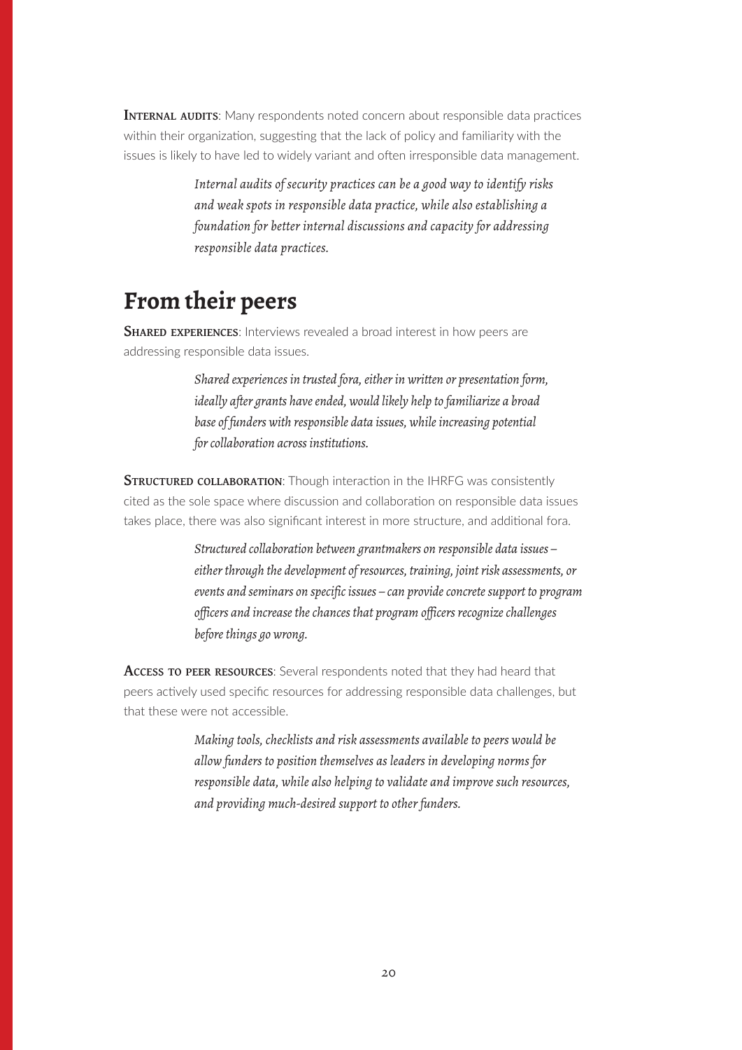**Internal audits**: Many respondents noted concern about responsible data practices within their organization, suggesting that the lack of policy and familiarity with the issues is likely to have led to widely variant and often irresponsible data management.

> *Internal audits of security practices can be a good way to identify risks and weak spots in responsible data practice, while also establishing a foundation for better internal discussions and capacity for addressing responsible data practices.*

## From their peers

**Shared experiences**: Interviews revealed a broad interest in how peers are addressing responsible data issues.

> *Shared experiences in trusted fora, either in written or presentation form, ideally after grants have ended, would likely help to familiarize a broad base of funders with responsible data issues, while increasing potential for collaboration across institutions.*

**Structured collaboration**: Though interaction in the IHRFG was consistently cited as the sole space where discussion and collaboration on responsible data issues takes place, there was also significant interest in more structure, and additional fora.

> *Structured collaboration between grantmakers on responsible data issues – either through the development of resources, training, joint risk assessments, or events and seminars on specific issues – can provide concrete support to program officers and increase the chances that program officers recognize challenges before things go wrong.*

**Access to peer resources**: Several respondents noted that they had heard that peers actively used specific resources for addressing responsible data challenges, but that these were not accessible.

> *Making tools, checklists and risk assessments available to peers would be allow funders to position themselves as leaders in developing norms for responsible data, while also helping to validate and improve such resources, and providing much-desired support to other funders.*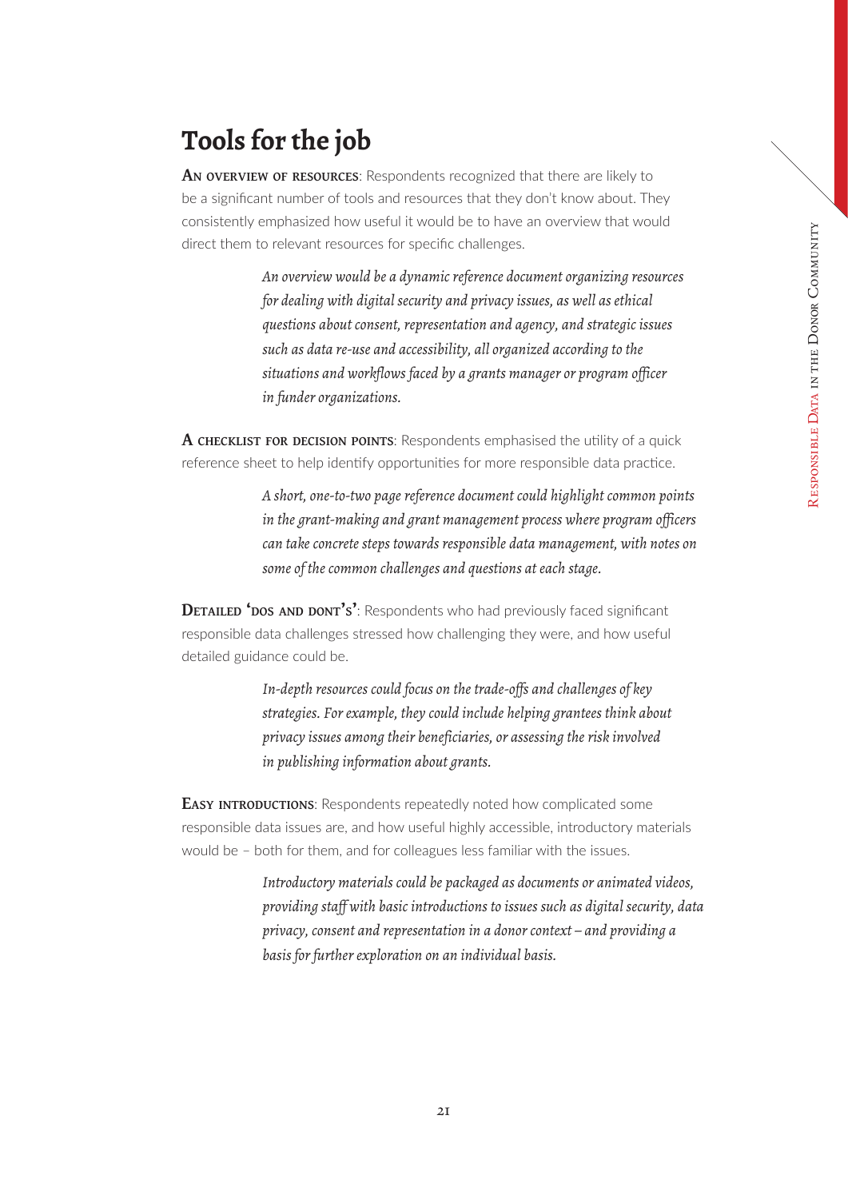## Tools for the job

**An overview of resources**: Respondents recognized that there are likely to be a significant number of tools and resources that they don't know about. They consistently emphasized how useful it would be to have an overview that would direct them to relevant resources for specific challenges.

> *An overview would be a dynamic reference document organizing resources for dealing with digital security and privacy issues, as well as ethical questions about consent, representation and agency, and strategic issues such as data re-use and accessibility, all organized according to the situations and workflows faced by a grants manager or program officer in funder organizations.*

**A checklist for decision points**: Respondents emphasised the utility of a quick reference sheet to help identify opportunities for more responsible data practice.

> *A short, one-to-two page reference document could highlight common points in the grant-making and grant management process where program officers can take concrete steps towards responsible data management, with notes on some of the common challenges and questions at each stage.*

**Detailed 'dos and dont's'**: Respondents who had previously faced significant responsible data challenges stressed how challenging they were, and how useful detailed guidance could be.

> *In-depth resources could focus on the trade-offs and challenges of key strategies. For example, they could include helping grantees think about privacy issues among their beneficiaries, or assessing the risk involved in publishing information about grants.*

**Easy introductions**: Respondents repeatedly noted how complicated some responsible data issues are, and how useful highly accessible, introductory materials would be – both for them, and for colleagues less familiar with the issues.

> *Introductory materials could be packaged as documents or animated videos, providing staff with basic introductions to issues such as digital security, data privacy, consent and representation in a donor context – and providing a basis for further exploration on an individual basis.*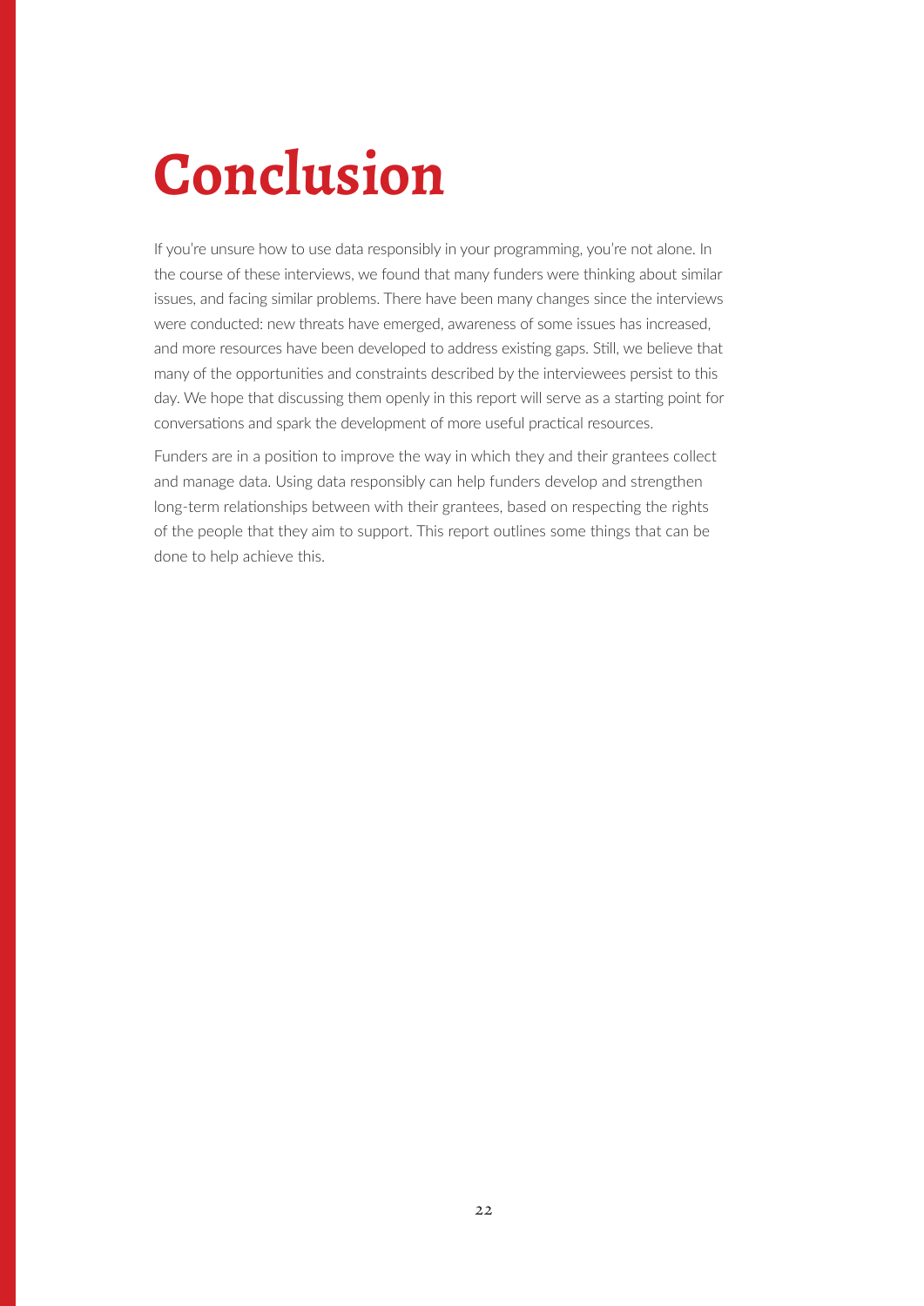# Conclusion

If you're unsure how to use data responsibly in your programming, you're not alone. In the course of these interviews, we found that many funders were thinking about similar issues, and facing similar problems. There have been many changes since the interviews were conducted: new threats have emerged, awareness of some issues has increased, and more resources have been developed to address existing gaps. Still, we believe that many of the opportunities and constraints described by the interviewees persist to this day. We hope that discussing them openly in this report will serve as a starting point for conversations and spark the development of more useful practical resources.

Funders are in a position to improve the way in which they and their grantees collect and manage data. Using data responsibly can help funders develop and strengthen long-term relationships between with their grantees, based on respecting the rights of the people that they aim to support. This report outlines some things that can be done to help achieve this.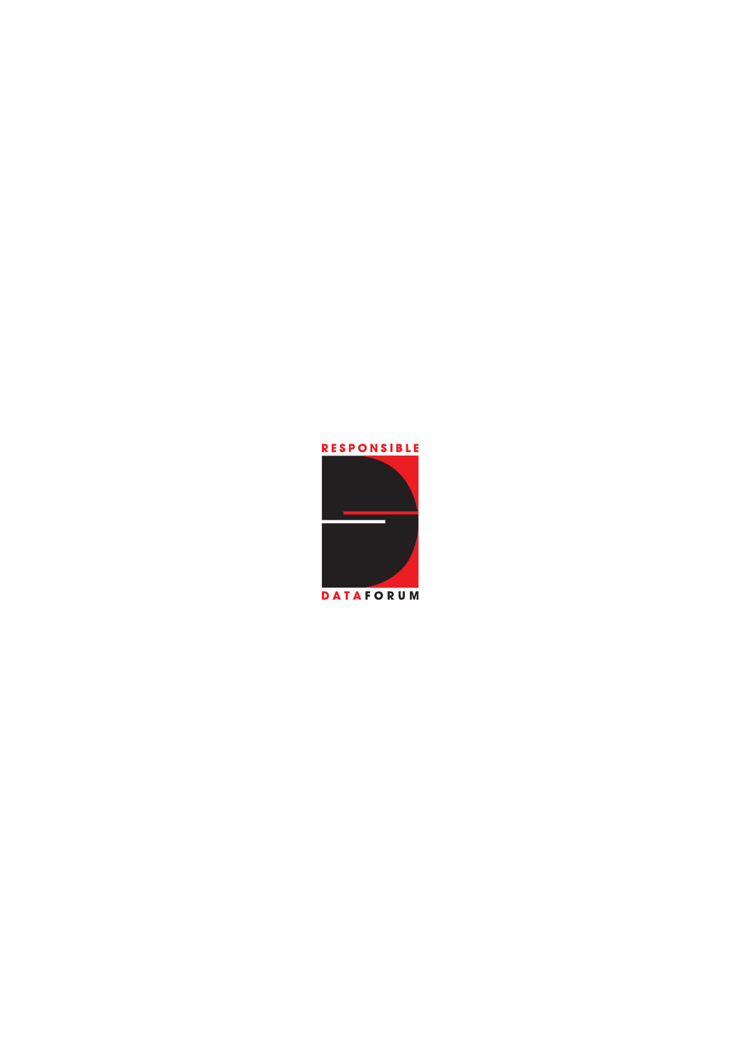RESPONSIBLE

DATAFORUM